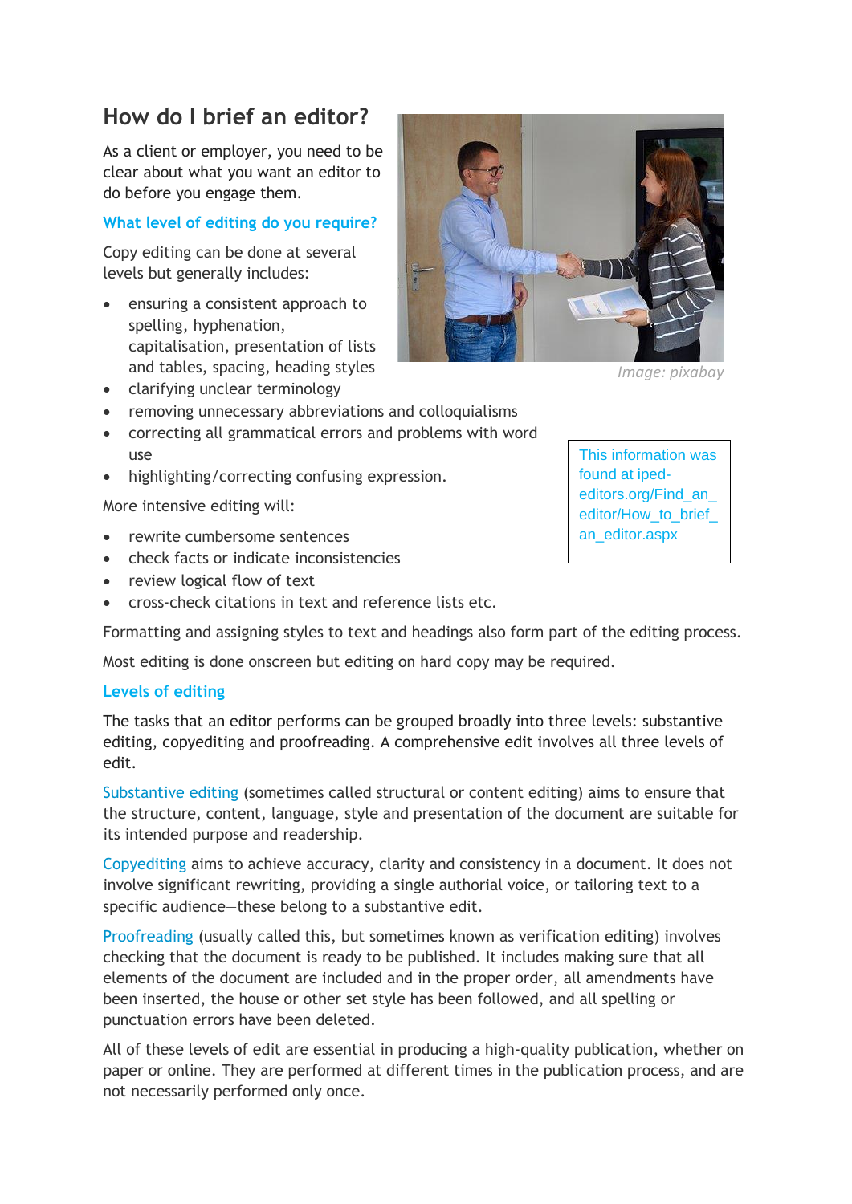# How do I brief an editor?

As a client or employer, you need to be clear about what you want an editor to do before you engage them.

## What level of editing do you require?

Copy editing can be done at several levels but generally includes:

- ensuring a consistent approach to spelling, hyphenation, capitalisation, presentation of lists and tables, spacing, heading styles
- clarifying unclear terminology
- removing unnecessary abbreviations and colloquialisms
- correcting all grammatical errors and problems with word use
- highlighting/correcting confusing expression.

Image: pixabay

This information was found at iped-editors.org/Find_an_editor/How_to_brief_an_editor.aspx

More intensive editing will:

- rewrite cumbersome sentences
- check facts or indicate inconsistencies
- review logical flow of text
- cross-check citations in text and reference lists etc.

Formatting and assigning styles to text and headings also form part of the editing process.

Most editing is done onscreen but editing on hard copy may be required.

## Levels of editing

The tasks that an editor performs can be grouped broadly into three levels: substantive editing, copyediting and proofreading. A comprehensive edit involves all three levels of edit.

Substantive editing (sometimes called structural or content editing) aims to ensure that the structure, content, language, style and presentation of the document are suitable for its intended purpose and readership.

Copyediting aims to achieve accuracy, clarity and consistency in a document. It does not involve significant rewriting, providing a single authorial voice, or tailoring text to a specific audience—these belong to a substantive edit.

Proofreading (usually called this, but sometimes known as verification editing) involves checking that the document is ready to be published. It includes making sure that all elements of the document are included and in the proper order, all amendments have been inserted, the house or other set style has been followed, and all spelling or punctuation errors have been deleted.

All of these levels of edit are essential in producing a high-quality publication, whether on paper or online. They are performed at different times in the publication process, and are not necessarily performed only once.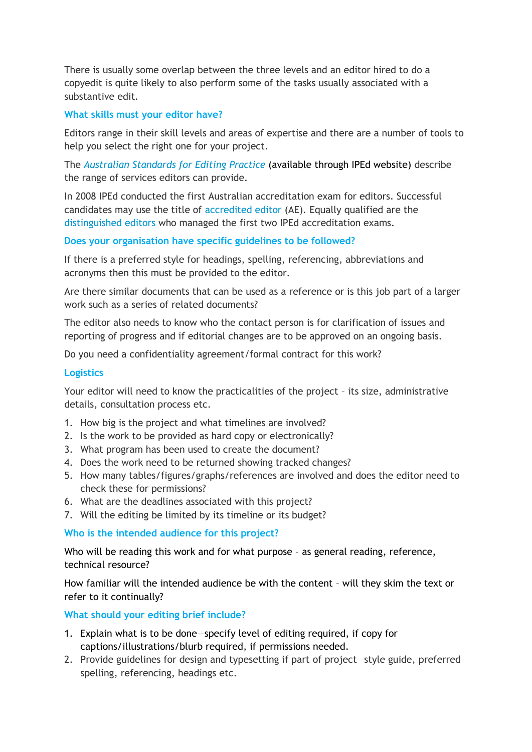There is usually some overlap between the three levels and an editor hired to do a copyedit is quite likely to also perform some of the tasks usually associated with a substantive edit.

### What skills must your editor have?

Editors range in their skill levels and areas of expertise and there are a number of tools to help you select the right one for your project.

The *Australian Standards for Editing Practice* (available through IPEd website) describe the range of services editors can provide.

In 2008 IPEd conducted the first Australian accreditation exam for editors. Successful candidates may use the title of accredited editor (AE). Equally qualified are the distinguished editors who managed the first two IPEd accreditation exams.

### Does your organisation have specific guidelines to be followed?

If there is a preferred style for headings, spelling, referencing, abbreviations and acronyms then this must be provided to the editor.

Are there similar documents that can be used as a reference or is this job part of a larger work such as a series of related documents?

The editor also needs to know who the contact person is for clarification of issues and reporting of progress and if editorial changes are to be approved on an ongoing basis.

Do you need a confidentiality agreement/formal contract for this work?

### Logistics

Your editor will need to know the practicalities of the project – its size, administrative details, consultation process etc.

1. How big is the project and what timelines are involved?
2. Is the work to be provided as hard copy or electronically?
3. What program has been used to create the document?
4. Does the work need to be returned showing tracked changes?
5. How many tables/figures/graphs/references are involved and does the editor need to check these for permissions?
6. What are the deadlines associated with this project?
7. Will the editing be limited by its timeline or its budget?

### Who is the intended audience for this project?

Who will be reading this work and for what purpose – as general reading, reference, technical resource?

How familiar will the intended audience be with the content – will they skim the text or refer to it continually?

### What should your editing brief include?

1. Explain what is to be done—specify level of editing required, if copy for captions/illustrations/blurb required, if permissions needed.
2. Provide guidelines for design and typesetting if part of project—style guide, preferred spelling, referencing, headings etc.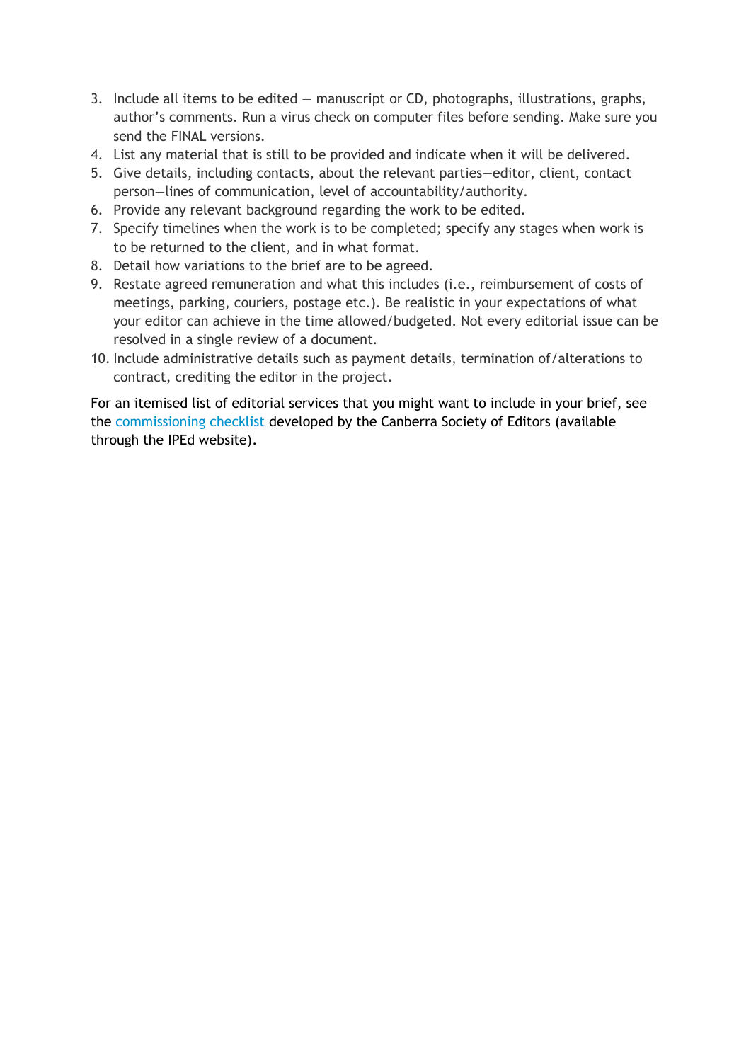3. Include all items to be edited — manuscript or CD, photographs, illustrations, graphs, author's comments. Run a virus check on computer files before sending. Make sure you send the FINAL versions.
4. List any material that is still to be provided and indicate when it will be delivered.
5. Give details, including contacts, about the relevant parties—editor, client, contact person—lines of communication, level of accountability/authority.
6. Provide any relevant background regarding the work to be edited.
7. Specify timelines when the work is to be completed; specify any stages when work is to be returned to the client, and in what format.
8. Detail how variations to the brief are to be agreed.
9. Restate agreed remuneration and what this includes (i.e., reimbursement of costs of meetings, parking, couriers, postage etc.). Be realistic in your expectations of what your editor can achieve in the time allowed/budgeted. Not every editorial issue can be resolved in a single review of a document.
10. Include administrative details such as payment details, termination of/alterations to contract, crediting the editor in the project.

For an itemised list of editorial services that you might want to include in your brief, see the commissioning checklist developed by the Canberra Society of Editors (available through the IPEd website).